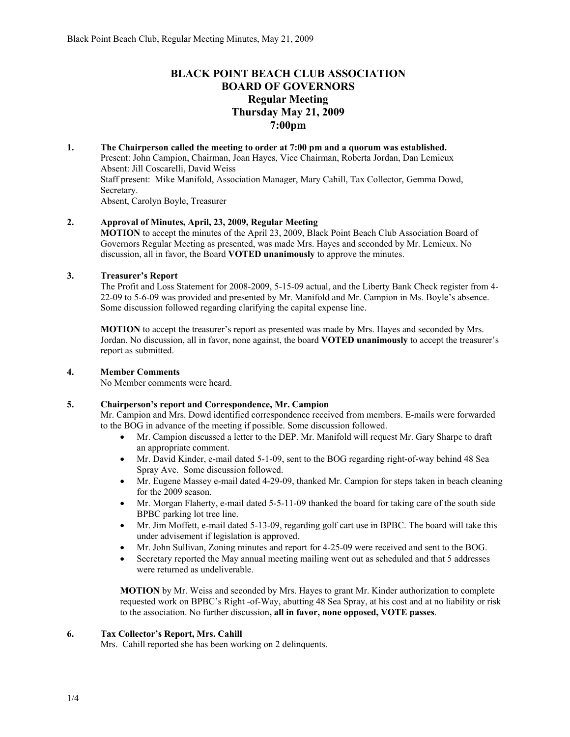# BLACK POINT BEACH CLUB ASSOCIATION
## BOARD OF GOVERNORS
## Regular Meeting
## Thursday May 21, 2009
## 7:00pm

1. **The Chairperson called the meeting to order at 7:00 pm and a quorum was established.**
   Present: John Campion, Chairman, Joan Hayes, Vice Chairman, Roberta Jordan, Dan Lemieux
   Absent: Jill Coscarelli, David Weiss
   Staff present: Mike Manifold, Association Manager, Mary Cahill, Tax Collector, Gemma Dowd, Secretary.
   Absent, Carolyn Boyle, Treasurer

2. **Approval of Minutes, April, 23, 2009, Regular Meeting**
   **MOTION** to accept the minutes of the April 23, 2009, Black Point Beach Club Association Board of Governors Regular Meeting as presented, was made Mrs. Hayes and seconded by Mr. Lemieux. No discussion, all in favor, the Board **VOTED unanimously** to approve the minutes.

3. **Treasurer's Report**
   The Profit and Loss Statement for 2008-2009, 5-15-09 actual, and the Liberty Bank Check register from 4-22-09 to 5-6-09 was provided and presented by Mr. Manifold and Mr. Campion in Ms. Boyle's absence. Some discussion followed regarding clarifying the capital expense line.

   **MOTION** to accept the treasurer's report as presented was made by Mrs. Hayes and seconded by Mrs. Jordan. No discussion, all in favor, none against, the board **VOTED unanimously** to accept the treasurer's report as submitted.

4. **Member Comments**
   No Member comments were heard.

5. **Chairperson's report and Correspondence, Mr. Campion**
   Mr. Campion and Mrs. Dowd identified correspondence received from members. E-mails were forwarded to the BOG in advance of the meeting if possible. Some discussion followed.
   - Mr. Campion discussed a letter to the DEP. Mr. Manifold will request Mr. Gary Sharpe to draft an appropriate comment.
   - Mr. David Kinder, e-mail dated 5-1-09, sent to the BOG regarding right-of-way behind 48 Sea Spray Ave. Some discussion followed.
   - Mr. Eugene Massey e-mail dated 4-29-09, thanked Mr. Campion for steps taken in beach cleaning for the 2009 season.
   - Mr. Morgan Flaherty, e-mail dated 5-5-11-09 thanked the board for taking care of the south side BPBC parking lot tree line.
   - Mr. Jim Moffett, e-mail dated 5-13-09, regarding golf cart use in BPBC. The board will take this under advisement if legislation is approved.
   - Mr. John Sullivan, Zoning minutes and report for 4-25-09 were received and sent to the BOG.
   - Secretary reported the May annual meeting mailing went out as scheduled and that 5 addresses were returned as undeliverable.

   **MOTION** by Mr. Weiss and seconded by Mrs. Hayes to grant Mr. Kinder authorization to complete requested work on BPBC's Right -of-Way, abutting 48 Sea Spray, at his cost and at no liability or risk to the association. No further discussion**, all in favor, none opposed, VOTE passes**.

6. **Tax Collector's Report, Mrs. Cahill**
   Mrs. Cahill reported she has been working on 2 delinquents.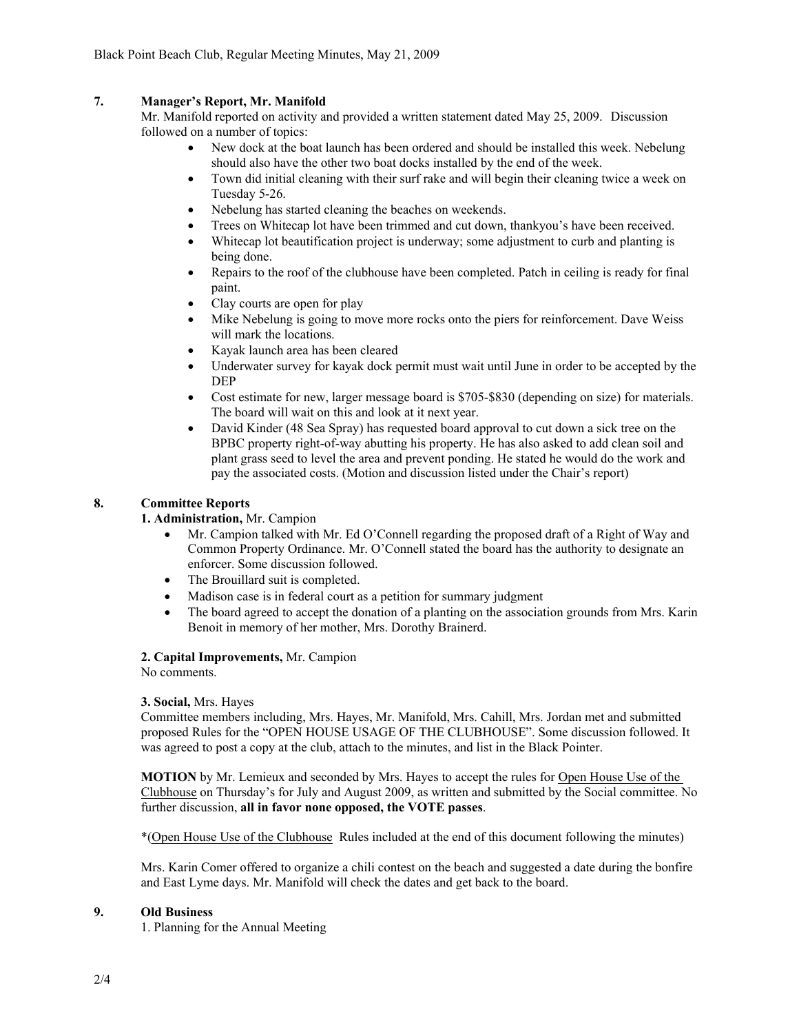## 7. Manager's Report, Mr. Manifold

Mr. Manifold reported on activity and provided a written statement dated May 25, 2009. Discussion followed on a number of topics:

- New dock at the boat launch has been ordered and should be installed this week. Nebelung should also have the other two boat docks installed by the end of the week.
- Town did initial cleaning with their surf rake and will begin their cleaning twice a week on Tuesday 5-26.
- Nebelung has started cleaning the beaches on weekends.
- Trees on Whitecap lot have been trimmed and cut down, thankyou's have been received.
- Whitecap lot beautification project is underway; some adjustment to curb and planting is being done.
- Repairs to the roof of the clubhouse have been completed. Patch in ceiling is ready for final paint.
- Clay courts are open for play
- Mike Nebelung is going to move more rocks onto the piers for reinforcement. Dave Weiss will mark the locations.
- Kayak launch area has been cleared
- Underwater survey for kayak dock permit must wait until June in order to be accepted by the DEP
- Cost estimate for new, larger message board is $705-$830 (depending on size) for materials. The board will wait on this and look at it next year.
- David Kinder (48 Sea Spray) has requested board approval to cut down a sick tree on the BPBC property right-of-way abutting his property. He has also asked to add clean soil and plant grass seed to level the area and prevent ponding. He stated he would do the work and pay the associated costs. (Motion and discussion listed under the Chair's report)

## 8. Committee Reports

**1. Administration,** Mr. Campion

- Mr. Campion talked with Mr. Ed O'Connell regarding the proposed draft of a Right of Way and Common Property Ordinance. Mr. O'Connell stated the board has the authority to designate an enforcer. Some discussion followed.
- The Brouillard suit is completed.
- Madison case is in federal court as a petition for summary judgment
- The board agreed to accept the donation of a planting on the association grounds from Mrs. Karin Benoit in memory of her mother, Mrs. Dorothy Brainerd.

**2. Capital Improvements,** Mr. Campion

No comments.

**3. Social,** Mrs. Hayes

Committee members including, Mrs. Hayes, Mr. Manifold, Mrs. Cahill, Mrs. Jordan met and submitted proposed Rules for the "OPEN HOUSE USAGE OF THE CLUBHOUSE". Some discussion followed. It was agreed to post a copy at the club, attach to the minutes, and list in the Black Pointer.

**MOTION** by Mr. Lemieux and seconded by Mrs. Hayes to accept the rules for <u>Open House Use of the Clubhouse</u> on Thursday's for July and August 2009, as written and submitted by the Social committee. No further discussion, **all in favor none opposed, the VOTE passes**.

*(<u>Open House Use of the Clubhouse</u> Rules included at the end of this document following the minutes)

Mrs. Karin Comer offered to organize a chili contest on the beach and suggested a date during the bonfire and East Lyme days. Mr. Manifold will check the dates and get back to the board.

## 9. Old Business

1. Planning for the Annual Meeting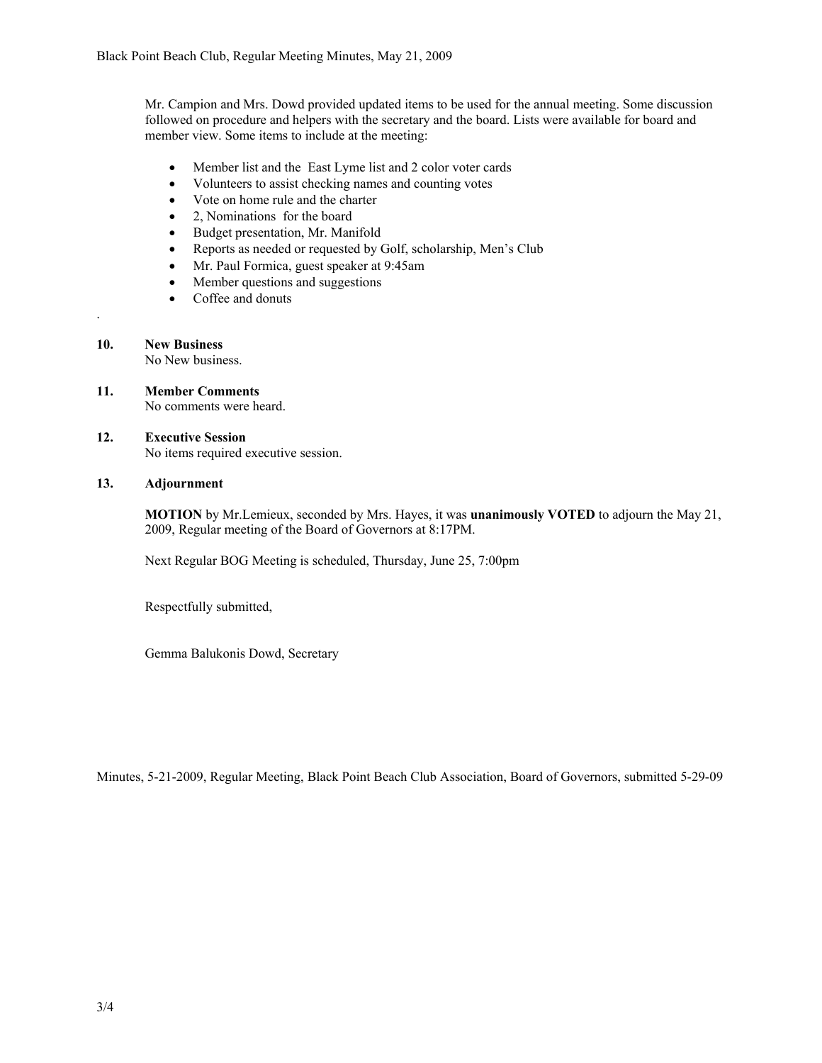Mr. Campion and Mrs. Dowd provided updated items to be used for the annual meeting. Some discussion followed on procedure and helpers with the secretary and the board. Lists were available for board and member view. Some items to include at the meeting:

- Member list and the East Lyme list and 2 color voter cards
- Volunteers to assist checking names and counting votes
- Vote on home rule and the charter
- 2, Nominations for the board
- Budget presentation, Mr. Manifold
- Reports as needed or requested by Golf, scholarship, Men's Club
- Mr. Paul Formica, guest speaker at 9:45am
- Member questions and suggestions
- Coffee and donuts

.

**10. New Business**

No New business.

**11. Member Comments**

No comments were heard.

**12. Executive Session**

No items required executive session.

**13. Adjournment**

**MOTION** by Mr.Lemieux, seconded by Mrs. Hayes, it was **unanimously VOTED** to adjourn the May 21, 2009, Regular meeting of the Board of Governors at 8:17PM.

Next Regular BOG Meeting is scheduled, Thursday, June 25, 7:00pm

Respectfully submitted,

Gemma Balukonis Dowd, Secretary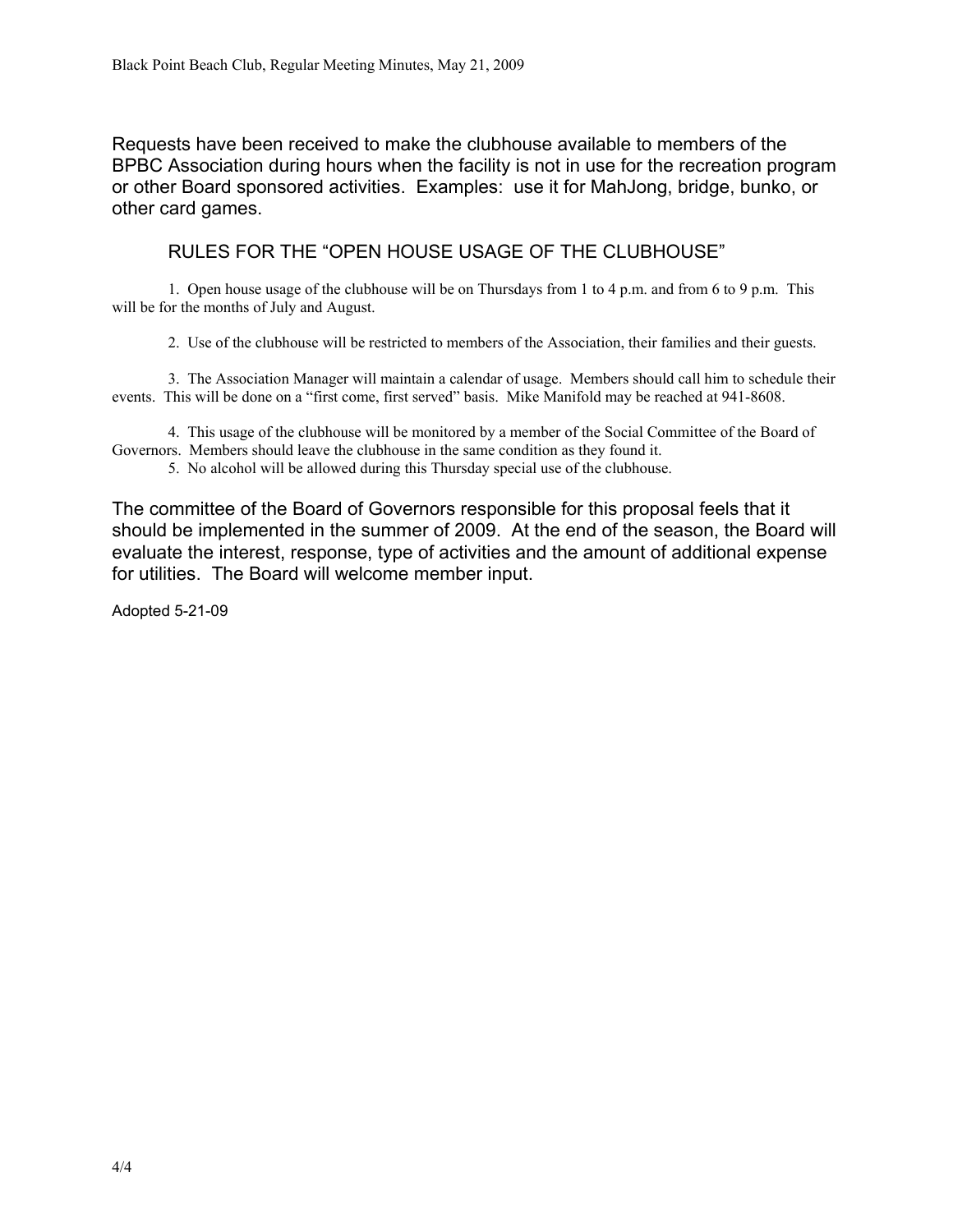Requests have been received to make the clubhouse available to members of the BPBC Association during hours when the facility is not in use for the recreation program or other Board sponsored activities. Examples: use it for MahJong, bridge, bunko, or other card games.

## RULES FOR THE "OPEN HOUSE USAGE OF THE CLUBHOUSE"

1. Open house usage of the clubhouse will be on Thursdays from 1 to 4 p.m. and from 6 to 9 p.m. This will be for the months of July and August.

2. Use of the clubhouse will be restricted to members of the Association, their families and their guests.

3. The Association Manager will maintain a calendar of usage. Members should call him to schedule their events. This will be done on a "first come, first served" basis. Mike Manifold may be reached at 941-8608.

4. This usage of the clubhouse will be monitored by a member of the Social Committee of the Board of Governors. Members should leave the clubhouse in the same condition as they found it.

5. No alcohol will be allowed during this Thursday special use of the clubhouse.

The committee of the Board of Governors responsible for this proposal feels that it should be implemented in the summer of 2009. At the end of the season, the Board will evaluate the interest, response, type of activities and the amount of additional expense for utilities. The Board will welcome member input.

Adopted 5-21-09